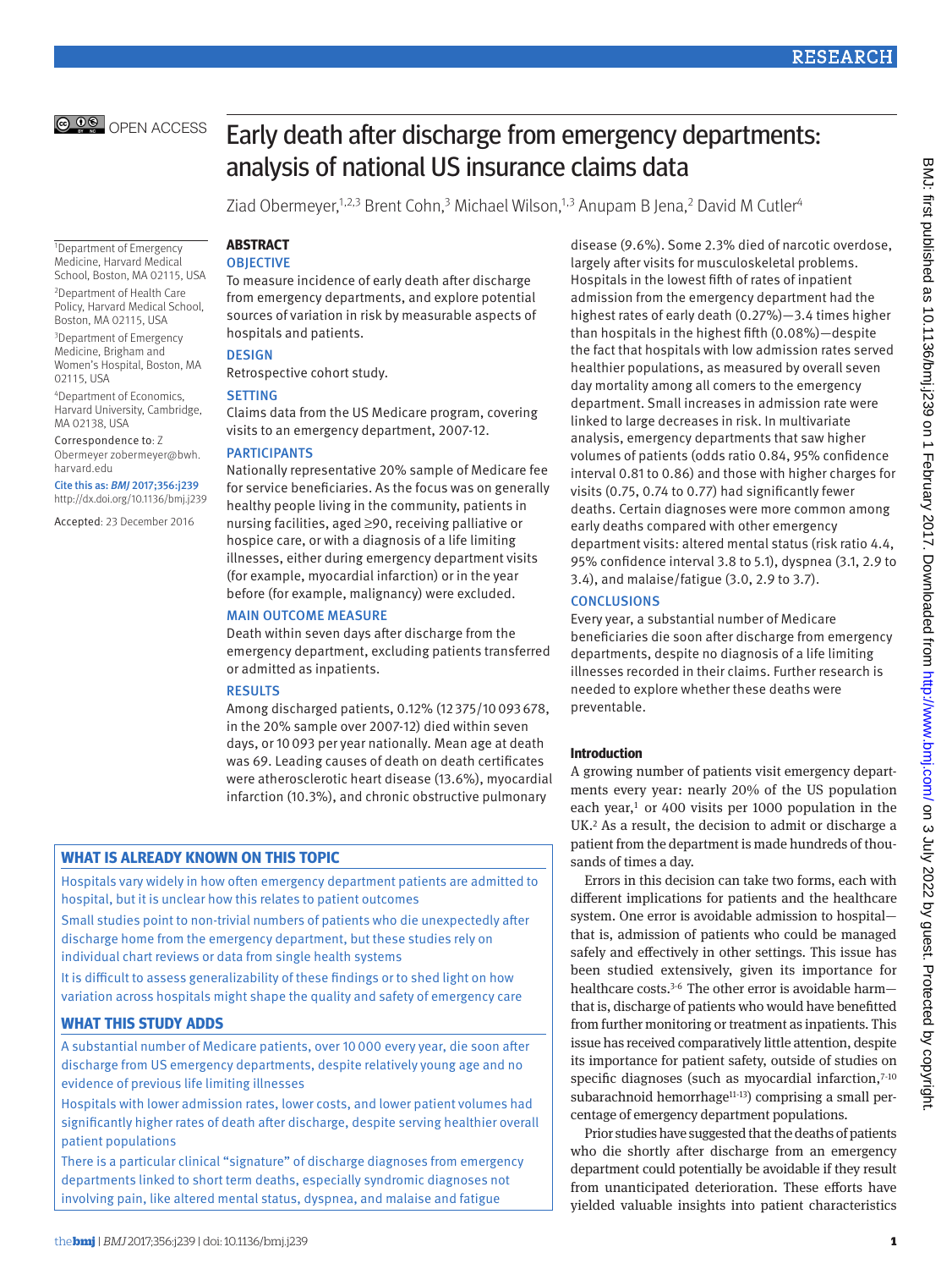# Early death after discharge from emergency departments: analysis of national US insurance claims data

Ziad Obermeyer,[1,2,3] Brent Cohn,[3] Michael Wilson,[1,3] Anupam B Jena,[2] David M Cutler[4]

[1]Department of Emergency Medicine, Harvard Medical School, Boston, MA 02115, USA

[2]Department of Health Care Policy, Harvard Medical School, Boston, MA 02115, USA

[3]Department of Emergency Medicine, Brigham and Women's Hospital, Boston, MA 02115, USA

[4]Department of Economics, Harvard University, Cambridge, MA 02138, USA

Correspondence to: Z Obermeyer zobermeyer@bwh.harvard.edu

Cite this as: *BMJ* 2017;356:j239
http://dx.doi.org/10.1136/bmj.j239

Accepted: 23 December 2016

## ABSTRACT

### OBJECTIVE

To measure incidence of early death after discharge from emergency departments, and explore potential sources of variation in risk by measurable aspects of hospitals and patients.

### DESIGN

Retrospective cohort study.

### SETTING

Claims data from the US Medicare program, covering visits to an emergency department, 2007-12.

### PARTICIPANTS

Nationally representative 20% sample of Medicare fee for service beneficiaries. As the focus was on generally healthy people living in the community, patients in nursing facilities, aged ≥90, receiving palliative or hospice care, or with a diagnosis of a life limiting illnesses, either during emergency department visits (for example, myocardial infarction) or in the year before (for example, malignancy) were excluded.

### MAIN OUTCOME MEASURE

Death within seven days after discharge from the emergency department, excluding patients transferred or admitted as inpatients.

### RESULTS

Among discharged patients, 0.12% (12 375/10 093 678, in the 20% sample over 2007-12) died within seven days, or 10 093 per year nationally. Mean age at death was 69. Leading causes of death on death certificates were atherosclerotic heart disease (13.6%), myocardial infarction (10.3%), and chronic obstructive pulmonary disease (9.6%). Some 2.3% died of narcotic overdose, largely after visits for musculoskeletal problems. Hospitals in the lowest fifth of rates of inpatient admission from the emergency department had the highest rates of early death (0.27%)—3.4 times higher than hospitals in the highest fifth (0.08%)—despite the fact that hospitals with low admission rates served healthier populations, as measured by overall seven day mortality among all comers to the emergency department. Small increases in admission rate were linked to large decreases in risk. In multivariate analysis, emergency departments that saw higher volumes of patients (odds ratio 0.84, 95% confidence interval 0.81 to 0.86) and those with higher charges for visits (0.75, 0.74 to 0.77) had significantly fewer deaths. Certain diagnoses were more common among early deaths compared with other emergency department visits: altered mental status (risk ratio 4.4, 95% confidence interval 3.8 to 5.1), dyspnea (3.1, 2.9 to 3.4), and malaise/fatigue (3.0, 2.9 to 3.7).

### CONCLUSIONS

Every year, a substantial number of Medicare beneficiaries die soon after discharge from emergency departments, despite no diagnosis of a life limiting illnesses recorded in their claims. Further research is needed to explore whether these deaths were preventable.

## WHAT IS ALREADY KNOWN ON THIS TOPIC

Hospitals vary widely in how often emergency department patients are admitted to hospital, but it is unclear how this relates to patient outcomes

Small studies point to non-trivial numbers of patients who die unexpectedly after discharge home from the emergency department, but these studies rely on individual chart reviews or data from single health systems

It is difficult to assess generalizability of these findings or to shed light on how variation across hospitals might shape the quality and safety of emergency care

## WHAT THIS STUDY ADDS

A substantial number of Medicare patients, over 10 000 every year, die soon after discharge from US emergency departments, despite relatively young age and no evidence of previous life limiting illnesses

Hospitals with lower admission rates, lower costs, and lower patient volumes had significantly higher rates of death after discharge, despite serving healthier overall patient populations

There is a particular clinical "signature" of discharge diagnoses from emergency departments linked to short term deaths, especially syndromic diagnoses not involving pain, like altered mental status, dyspnea, and malaise and fatigue

## Introduction

A growing number of patients visit emergency departments every year: nearly 20% of the US population each year,[1] or 400 visits per 1000 population in the UK.[2] As a result, the decision to admit or discharge a patient from the department is made hundreds of thousands of times a day.

Errors in this decision can take two forms, each with different implications for patients and the healthcare system. One error is avoidable admission to hospital—that is, admission of patients who could be managed safely and effectively in other settings. This issue has been studied extensively, given its importance for healthcare costs.[3-6] The other error is avoidable harm—that is, discharge of patients who would have benefitted from further monitoring or treatment as inpatients. This issue has received comparatively little attention, despite its importance for patient safety, outside of studies on specific diagnoses (such as myocardial infarction,[7-10] subarachnoid hemorrhage[11-13]) comprising a small percentage of emergency department populations.

Prior studies have suggested that the deaths of patients who die shortly after discharge from an emergency department could potentially be avoidable if they result from unanticipated deterioration. These efforts have yielded valuable insights into patient characteristics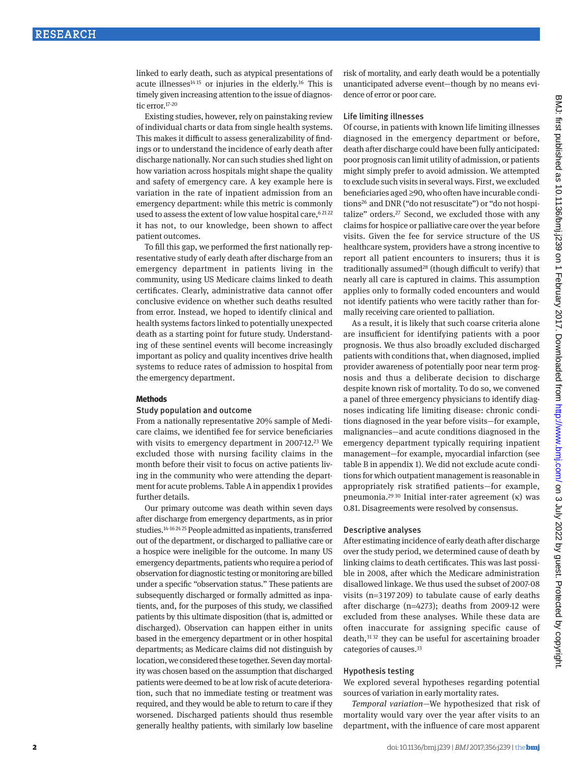linked to early death, such as atypical presentations of acute illnesses[14 15] or injuries in the elderly.[16] This is timely given increasing attention to the issue of diagnostic error.[17-20]

Existing studies, however, rely on painstaking review of individual charts or data from single health systems. This makes it difficult to assess generalizability of findings or to understand the incidence of early death after discharge nationally. Nor can such studies shed light on how variation across hospitals might shape the quality and safety of emergency care. A key example here is variation in the rate of inpatient admission from an emergency department: while this metric is commonly used to assess the extent of low value hospital care,[6 21 22] it has not, to our knowledge, been shown to affect patient outcomes.

To fill this gap, we performed the first nationally representative study of early death after discharge from an emergency department in patients living in the community, using US Medicare claims linked to death certificates. Clearly, administrative data cannot offer conclusive evidence on whether such deaths resulted from error. Instead, we hoped to identify clinical and health systems factors linked to potentially unexpected death as a starting point for future study. Understanding of these sentinel events will become increasingly important as policy and quality incentives drive health systems to reduce rates of admission to hospital from the emergency department.

## Methods

### Study population and outcome

From a nationally representative 20% sample of Medicare claims, we identified fee for service beneficiaries with visits to emergency department in 2007-12.[23] We excluded those with nursing facility claims in the month before their visit to focus on active patients living in the community who were attending the department for acute problems. Table A in appendix 1 provides further details.

Our primary outcome was death within seven days after discharge from emergency departments, as in prior studies.[14-16 24 25] People admitted as inpatients, transferred out of the department, or discharged to palliative care or a hospice were ineligible for the outcome. In many US emergency departments, patients who require a period of observation for diagnostic testing or monitoring are billed under a specific "observation status." These patients are subsequently discharged or formally admitted as inpatients, and, for the purposes of this study, we classified patients by this ultimate disposition (that is, admitted or discharged). Observation can happen either in units based in the emergency department or in other hospital departments; as Medicare claims did not distinguish by location, we considered these together. Seven day mortality was chosen based on the assumption that discharged patients were deemed to be at low risk of acute deterioration, such that no immediate testing or treatment was required, and they would be able to return to care if they worsened. Discharged patients should thus resemble generally healthy patients, with similarly low baseline risk of mortality, and early death would be a potentially unanticipated adverse event—though by no means evidence of error or poor care.

### Life limiting illnesses

Of course, in patients with known life limiting illnesses diagnosed in the emergency department or before, death after discharge could have been fully anticipated: poor prognosis can limit utility of admission, or patients might simply prefer to avoid admission. We attempted to exclude such visits in several ways. First, we excluded beneficiaries aged ≥90, who often have incurable conditions[26] and DNR ("do not resuscitate") or "do not hospitalize" orders.[27] Second, we excluded those with any claims for hospice or palliative care over the year before visits. Given the fee for service structure of the US healthcare system, providers have a strong incentive to report all patient encounters to insurers; thus it is traditionally assumed[28] (though difficult to verify) that nearly all care is captured in claims. This assumption applies only to formally coded encounters and would not identify patients who were tacitly rather than formally receiving care oriented to palliation.

As a result, it is likely that such coarse criteria alone are insufficient for identifying patients with a poor prognosis. We thus also broadly excluded discharged patients with conditions that, when diagnosed, implied provider awareness of potentially poor near term prognosis and thus a deliberate decision to discharge despite known risk of mortality. To do so, we convened a panel of three emergency physicians to identify diagnoses indicating life limiting disease: chronic conditions diagnosed in the year before visits—for example, malignancies—and acute conditions diagnosed in the emergency department typically requiring inpatient management—for example, myocardial infarction (see table B in appendix 1). We did not exclude acute conditions for which outpatient management is reasonable in appropriately risk stratified patients—for example, pneumonia.[29 30] Initial inter-rater agreement (κ) was 0.81. Disagreements were resolved by consensus.

### Descriptive analyses

After estimating incidence of early death after discharge over the study period, we determined cause of death by linking claims to death certificates. This was last possible in 2008, after which the Medicare administration disallowed linkage. We thus used the subset of 2007-08 visits (n=3 197 209) to tabulate cause of early deaths after discharge (n=4273); deaths from 2009-12 were excluded from these analyses. While these data are often inaccurate for assigning specific cause of death,[31 32] they can be useful for ascertaining broader categories of causes.[33]

### Hypothesis testing

We explored several hypotheses regarding potential sources of variation in early mortality rates.

*Temporal variation*—We hypothesized that risk of mortality would vary over the year after visits to an department, with the influence of care most apparent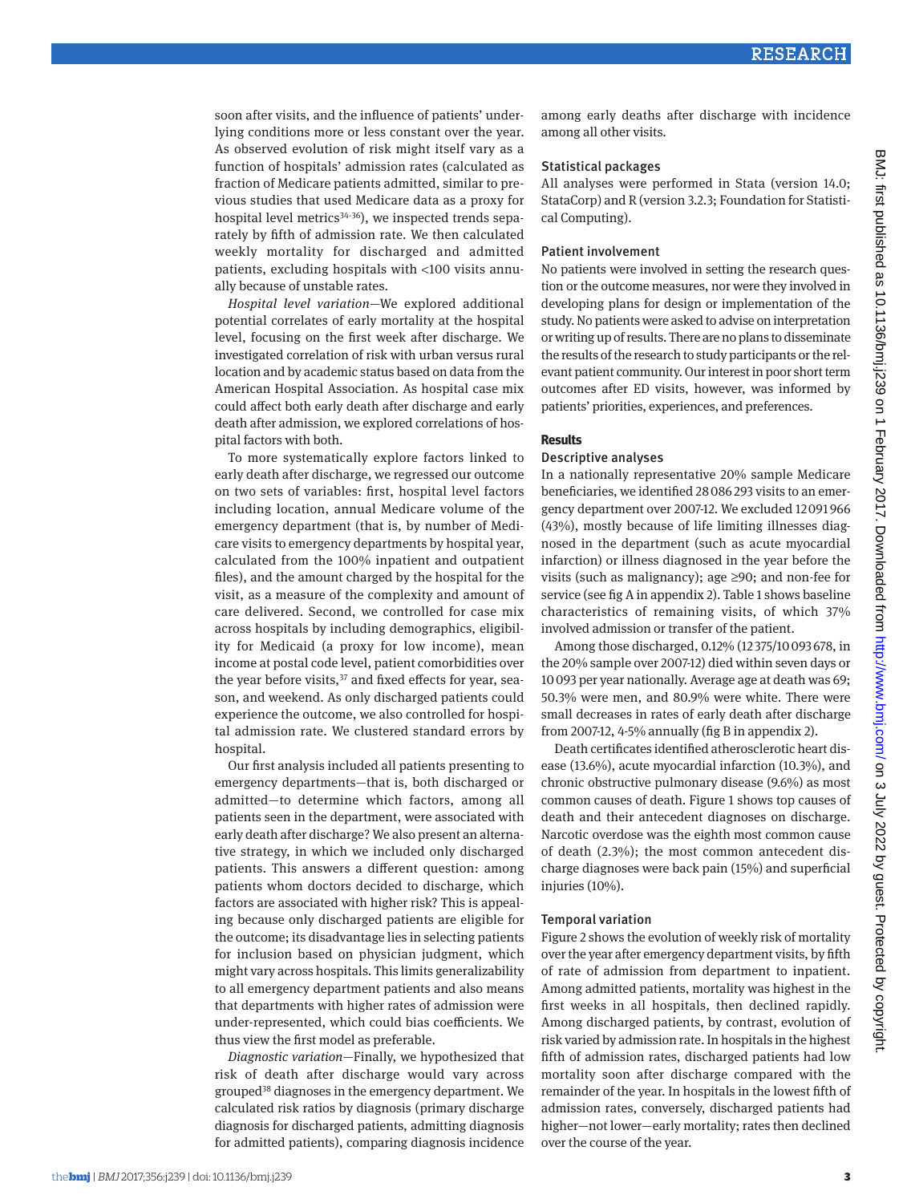soon after visits, and the influence of patients' underlying conditions more or less constant over the year. As observed evolution of risk might itself vary as a function of hospitals' admission rates (calculated as fraction of Medicare patients admitted, similar to previous studies that used Medicare data as a proxy for hospital level metrics[34-36]), we inspected trends separately by fifth of admission rate. We then calculated weekly mortality for discharged and admitted patients, excluding hospitals with <100 visits annually because of unstable rates.

*Hospital level variation*—We explored additional potential correlates of early mortality at the hospital level, focusing on the first week after discharge. We investigated correlation of risk with urban versus rural location and by academic status based on data from the American Hospital Association. As hospital case mix could affect both early death after discharge and early death after admission, we explored correlations of hospital factors with both.

To more systematically explore factors linked to early death after discharge, we regressed our outcome on two sets of variables: first, hospital level factors including location, annual Medicare volume of the emergency department (that is, by number of Medicare visits to emergency departments by hospital year, calculated from the 100% inpatient and outpatient files), and the amount charged by the hospital for the visit, as a measure of the complexity and amount of care delivered. Second, we controlled for case mix across hospitals by including demographics, eligibility for Medicaid (a proxy for low income), mean income at postal code level, patient comorbidities over the year before visits,[37] and fixed effects for year, season, and weekend. As only discharged patients could experience the outcome, we also controlled for hospital admission rate. We clustered standard errors by hospital.

Our first analysis included all patients presenting to emergency departments—that is, both discharged or admitted—to determine which factors, among all patients seen in the department, were associated with early death after discharge? We also present an alternative strategy, in which we included only discharged patients. This answers a different question: among patients whom doctors decided to discharge, which factors are associated with higher risk? This is appealing because only discharged patients are eligible for the outcome; its disadvantage lies in selecting patients for inclusion based on physician judgment, which might vary across hospitals. This limits generalizability to all emergency department patients and also means that departments with higher rates of admission were under-represented, which could bias coefficients. We thus view the first model as preferable.

*Diagnostic variation*—Finally, we hypothesized that risk of death after discharge would vary across grouped[38] diagnoses in the emergency department. We calculated risk ratios by diagnosis (primary discharge diagnosis for discharged patients, admitting diagnosis for admitted patients), comparing diagnosis incidence among early deaths after discharge with incidence among all other visits.

### Statistical packages

All analyses were performed in Stata (version 14.0; StataCorp) and R (version 3.2.3; Foundation for Statistical Computing).

### Patient involvement

No patients were involved in setting the research question or the outcome measures, nor were they involved in developing plans for design or implementation of the study. No patients were asked to advise on interpretation or writing up of results. There are no plans to disseminate the results of the research to study participants or the relevant patient community. Our interest in poor short term outcomes after ED visits, however, was informed by patients' priorities, experiences, and preferences.

## Results

### Descriptive analyses

In a nationally representative 20% sample Medicare beneficiaries, we identified 28 086 293 visits to an emergency department over 2007-12. We excluded 12 091 966 (43%), mostly because of life limiting illnesses diagnosed in the department (such as acute myocardial infarction) or illness diagnosed in the year before the visits (such as malignancy); age ≥90; and non-fee for service (see fig A in appendix 2). Table 1 shows baseline characteristics of remaining visits, of which 37% involved admission or transfer of the patient.

Among those discharged, 0.12% (12 375/10 093 678, in the 20% sample over 2007-12) died within seven days or 10 093 per year nationally. Average age at death was 69; 50.3% were men, and 80.9% were white. There were small decreases in rates of early death after discharge from 2007-12, 4-5% annually (fig B in appendix 2).

Death certificates identified atherosclerotic heart disease (13.6%), acute myocardial infarction (10.3%), and chronic obstructive pulmonary disease (9.6%) as most common causes of death. Figure 1 shows top causes of death and their antecedent diagnoses on discharge. Narcotic overdose was the eighth most common cause of death (2.3%); the most common antecedent discharge diagnoses were back pain (15%) and superficial injuries (10%).

### Temporal variation

Figure 2 shows the evolution of weekly risk of mortality over the year after emergency department visits, by fifth of rate of admission from department to inpatient. Among admitted patients, mortality was highest in the first weeks in all hospitals, then declined rapidly. Among discharged patients, by contrast, evolution of risk varied by admission rate. In hospitals in the highest fifth of admission rates, discharged patients had low mortality soon after discharge compared with the remainder of the year. In hospitals in the lowest fifth of admission rates, conversely, discharged patients had higher—not lower—early mortality; rates then declined over the course of the year.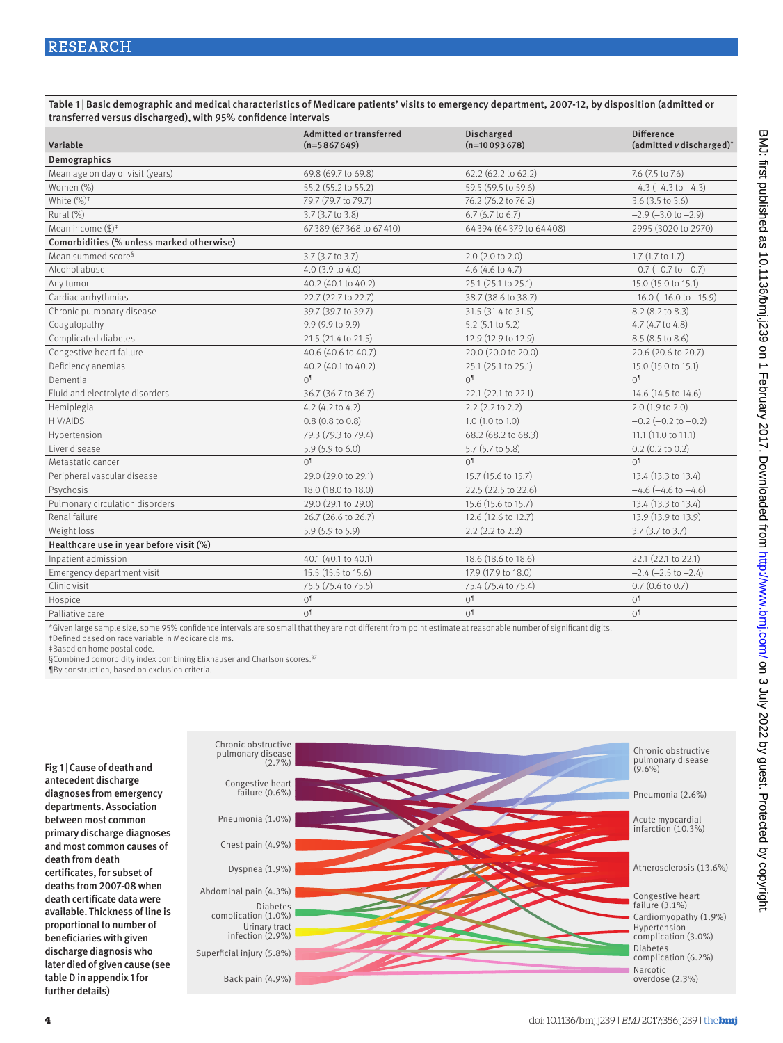**Table 1** | Basic demographic and medical characteristics of Medicare patients' visits to emergency department, 2007-12, by disposition (admitted or transferred versus discharged), with 95% confidence intervals

| Variable | Admitted or transferred (n=5 867 649) | Discharged (n=10 093 678) | Difference (admitted v discharged)* |
|---|---|---|---|
| **Demographics** | | | |
| Mean age on day of visit (years) | 69.8 (69.7 to 69.8) | 62.2 (62.2 to 62.2) | 7.6 (7.5 to 7.6) |
| Women (%) | 55.2 (55.2 to 55.2) | 59.5 (59.5 to 59.6) | −4.3 (−4.3 to −4.3) |
| White (%)† | 79.7 (79.7 to 79.7) | 76.2 (76.2 to 76.2) | 3.6 (3.5 to 3.6) |
| Rural (%) | 3.7 (3.7 to 3.8) | 6.7 (6.7 to 6.7) | −2.9 (−3.0 to −2.9) |
| Mean income ($)‡ | 67 389 (67 368 to 67 410) | 64 394 (64 379 to 64 408) | 2995 (3020 to 2970) |
| **Comorbidities (% unless marked otherwise)** | | | |
| Mean summed score§ | 3.7 (3.7 to 3.7) | 2.0 (2.0 to 2.0) | 1.7 (1.7 to 1.7) |
| Alcohol abuse | 4.0 (3.9 to 4.0) | 4.6 (4.6 to 4.7) | −0.7 (−0.7 to −0.7) |
| Any tumor | 40.2 (40.1 to 40.2) | 25.1 (25.1 to 25.1) | 15.0 (15.0 to 15.1) |
| Cardiac arrhythmias | 22.7 (22.7 to 22.7) | 38.7 (38.6 to 38.7) | −16.0 (−16.0 to −15.9) |
| Chronic pulmonary disease | 39.7 (39.7 to 39.7) | 31.5 (31.4 to 31.5) | 8.2 (8.2 to 8.3) |
| Coagulopathy | 9.9 (9.9 to 9.9) | 5.2 (5.1 to 5.2) | 4.7 (4.7 to 4.8) |
| Complicated diabetes | 21.5 (21.4 to 21.5) | 12.9 (12.9 to 12.9) | 8.5 (8.5 to 8.6) |
| Congestive heart failure | 40.6 (40.6 to 40.7) | 20.0 (20.0 to 20.0) | 20.6 (20.6 to 20.7) |
| Deficiency anemias | 40.2 (40.1 to 40.2) | 25.1 (25.1 to 25.1) | 15.0 (15.0 to 15.1) |
| Dementia | 0¶ | 0¶ | 0¶ |
| Fluid and electrolyte disorders | 36.7 (36.7 to 36.7) | 22.1 (22.1 to 22.1) | 14.6 (14.5 to 14.6) |
| Hemiplegia | 4.2 (4.2 to 4.2) | 2.2 (2.2 to 2.2) | 2.0 (1.9 to 2.0) |
| HIV/AIDS | 0.8 (0.8 to 0.8) | 1.0 (1.0 to 1.0) | −0.2 (−0.2 to −0.2) |
| Hypertension | 79.3 (79.3 to 79.4) | 68.2 (68.2 to 68.3) | 11.1 (11.0 to 11.1) |
| Liver disease | 5.9 (5.9 to 6.0) | 5.7 (5.7 to 5.8) | 0.2 (0.2 to 0.2) |
| Metastatic cancer | 0¶ | 0¶ | 0¶ |
| Peripheral vascular disease | 29.0 (29.0 to 29.1) | 15.7 (15.6 to 15.7) | 13.4 (13.3 to 13.4) |
| Psychosis | 18.0 (18.0 to 18.0) | 22.5 (22.5 to 22.6) | −4.6 (−4.6 to −4.6) |
| Pulmonary circulation disorders | 29.0 (29.1 to 29.0) | 15.6 (15.6 to 15.7) | 13.4 (13.3 to 13.4) |
| Renal failure | 26.7 (26.6 to 26.7) | 12.6 (12.6 to 12.7) | 13.9 (13.9 to 13.9) |
| Weight loss | 5.9 (5.9 to 5.9) | 2.2 (2.2 to 2.2) | 3.7 (3.7 to 3.7) |
| **Healthcare use in year before visit (%)** | | | |
| Inpatient admission | 40.1 (40.1 to 40.1) | 18.6 (18.6 to 18.6) | 22.1 (22.1 to 22.1) |
| Emergency department visit | 15.5 (15.5 to 15.6) | 17.9 (17.9 to 18.0) | −2.4 (−2.5 to −2.4) |
| Clinic visit | 75.5 (75.4 to 75.5) | 75.4 (75.4 to 75.4) | 0.7 (0.6 to 0.7) |
| Hospice | 0¶ | 0¶ | 0¶ |
| Palliative care | 0¶ | 0¶ | 0¶ |

*Given large sample size, some 95% confidence intervals are so small that they are not different from point estimate at reasonable number of significant digits.
†Defined based on race variable in Medicare claims.
‡Based on home postal code.
§Combined comorbidity index combining Elixhauser and Charlson scores.[37]
¶By construction, based on exclusion criteria.

**Fig 1** | Cause of death and antecedent discharge diagnoses from emergency departments. Association between most common primary discharge diagnoses and most common causes of death from death certificates, for subset of deaths from 2007-08 when death certificate data were available. Thickness of line is proportional to number of beneficiaries with given discharge diagnosis who later died of given cause (see table D in appendix 1 for further details)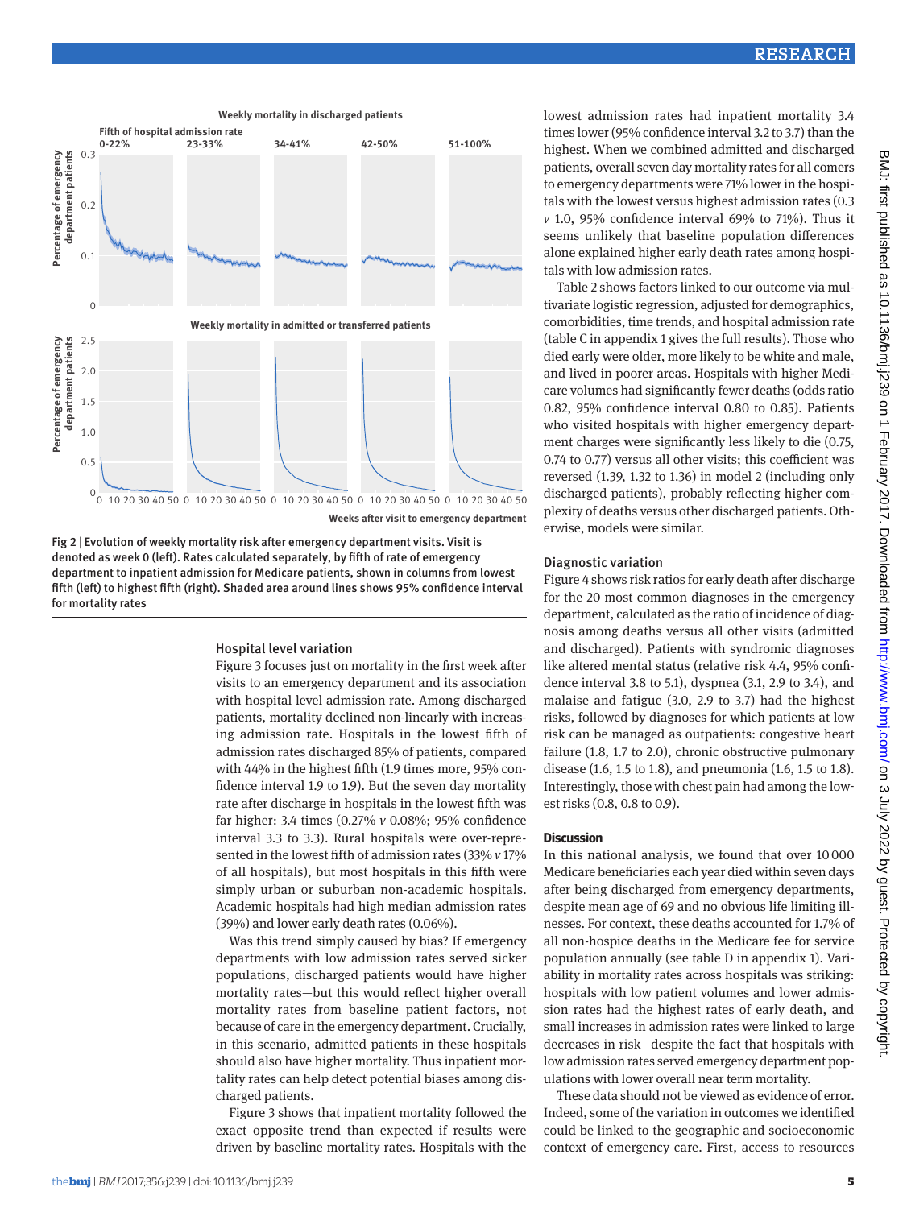Fig 2 | Evolution of weekly mortality risk after emergency department visits. Visit is denoted as week 0 (left). Rates calculated separately, by fifth of rate of emergency department to inpatient admission for Medicare patients, shown in columns from lowest fifth (left) to highest fifth (right). Shaded area around lines shows 95% confidence interval for mortality rates

### Hospital level variation

Figure 3 focuses just on mortality in the first week after visits to an emergency department and its association with hospital level admission rate. Among discharged patients, mortality declined non-linearly with increasing admission rate. Hospitals in the lowest fifth of admission rates discharged 85% of patients, compared with 44% in the highest fifth (1.9 times more, 95% confidence interval 1.9 to 1.9). But the seven day mortality rate after discharge in hospitals in the lowest fifth was far higher: 3.4 times (0.27% *v* 0.08%; 95% confidence interval 3.3 to 3.3). Rural hospitals were over-represented in the lowest fifth of admission rates (33% *v* 17% of all hospitals), but most hospitals in this fifth were simply urban or suburban non-academic hospitals. Academic hospitals had high median admission rates (39%) and lower early death rates (0.06%).

Was this trend simply caused by bias? If emergency departments with low admission rates served sicker populations, discharged patients would have higher mortality rates—but this would reflect higher overall mortality rates from baseline patient factors, not because of care in the emergency department. Crucially, in this scenario, admitted patients in these hospitals should also have higher mortality. Thus inpatient mortality rates can help detect potential biases among discharged patients.

Figure 3 shows that inpatient mortality followed the exact opposite trend than expected if results were driven by baseline mortality rates. Hospitals with the lowest admission rates had inpatient mortality 3.4 times lower (95% confidence interval 3.2 to 3.7) than the highest. When we combined admitted and discharged patients, overall seven day mortality rates for all comers to emergency departments were 71% lower in the hospitals with the lowest versus highest admission rates (0.3 *v* 1.0, 95% confidence interval 69% to 71%). Thus it seems unlikely that baseline population differences alone explained higher early death rates among hospitals with low admission rates.

Table 2 shows factors linked to our outcome via multivariate logistic regression, adjusted for demographics, comorbidities, time trends, and hospital admission rate (table C in appendix 1 gives the full results). Those who died early were older, more likely to be white and male, and lived in poorer areas. Hospitals with higher Medicare volumes had significantly fewer deaths (odds ratio 0.82, 95% confidence interval 0.80 to 0.85). Patients who visited hospitals with higher emergency department charges were significantly less likely to die (0.75, 0.74 to 0.77) versus all other visits; this coefficient was reversed (1.39, 1.32 to 1.36) in model 2 (including only discharged patients), probably reflecting higher complexity of deaths versus other discharged patients. Otherwise, models were similar.

### Diagnostic variation

Figure 4 shows risk ratios for early death after discharge for the 20 most common diagnoses in the emergency department, calculated as the ratio of incidence of diagnosis among deaths versus all other visits (admitted and discharged). Patients with syndromic diagnoses like altered mental status (relative risk 4.4, 95% confidence interval 3.8 to 5.1), dyspnea (3.1, 2.9 to 3.4), and malaise and fatigue (3.0, 2.9 to 3.7) had the highest risks, followed by diagnoses for which patients at low risk can be managed as outpatients: congestive heart failure (1.8, 1.7 to 2.0), chronic obstructive pulmonary disease (1.6, 1.5 to 1.8), and pneumonia (1.6, 1.5 to 1.8). Interestingly, those with chest pain had among the lowest risks (0.8, 0.8 to 0.9).

## Discussion

In this national analysis, we found that over 10 000 Medicare beneficiaries each year died within seven days after being discharged from emergency departments, despite mean age of 69 and no obvious life limiting illnesses. For context, these deaths accounted for 1.7% of all non-hospice deaths in the Medicare fee for service population annually (see table D in appendix 1). Variability in mortality rates across hospitals was striking: hospitals with low patient volumes and lower admission rates had the highest rates of early death, and small increases in admission rates were linked to large decreases in risk—despite the fact that hospitals with low admission rates served emergency department populations with lower overall near term mortality.

These data should not be viewed as evidence of error. Indeed, some of the variation in outcomes we identified could be linked to the geographic and socioeconomic context of emergency care. First, access to resources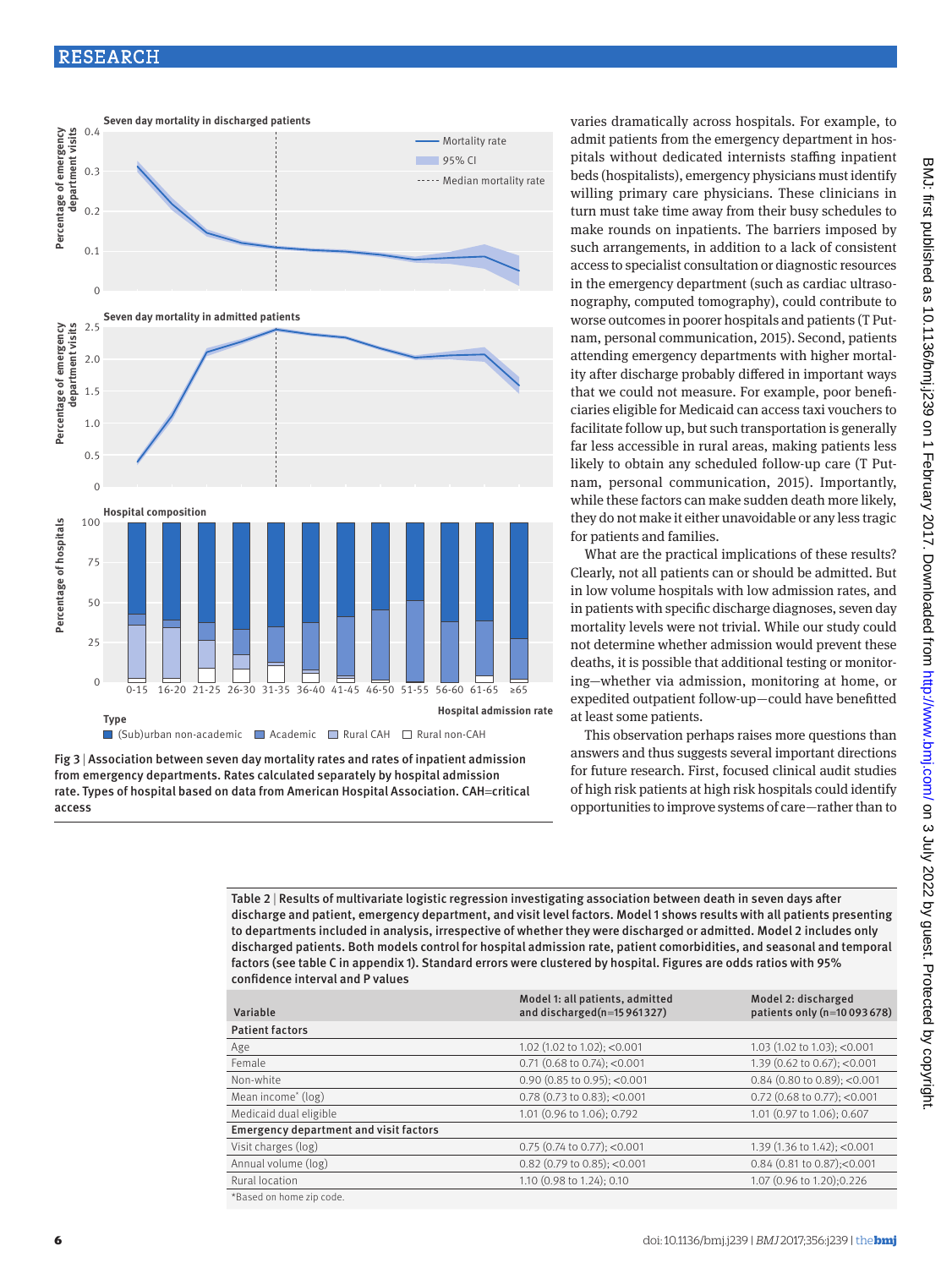Seven day mortality in discharged patients

Percentage of emergency department visits

0.4
0.3
0.2
0.1
0

Mortality rate
95% CI
Median mortality rate

Seven day mortality in admitted patients

Percentage of emergency department visits

2.5
2.0
1.5
1.0
0.5
0

Hospital composition

Percentage of hospitals

100
75
50
25
0

0-15 16-20 21-25 26-30 31-35 36-40 41-45 46-50 51-55 56-60 61-65 ≥65

Hospital admission rate

Type
(Sub)urban non-academic
Academic
Rural CAH
Rural non-CAH

Fig 3 | Association between seven day mortality rates and rates of inpatient admission from emergency departments. Rates calculated separately by hospital admission rate. Types of hospital based on data from American Hospital Association. CAH=critical access

varies dramatically across hospitals. For example, to admit patients from the emergency department in hospitals without dedicated internists staffing inpatient beds (hospitalists), emergency physicians must identify willing primary care physicians. These clinicians in turn must take time away from their busy schedules to make rounds on inpatients. The barriers imposed by such arrangements, in addition to a lack of consistent access to specialist consultation or diagnostic resources in the emergency department (such as cardiac ultrasonography, computed tomography), could contribute to worse outcomes in poorer hospitals and patients (T Putnam, personal communication, 2015). Second, patients attending emergency departments with higher mortality after discharge probably differed in important ways that we could not measure. For example, poor beneficiaries eligible for Medicaid can access taxi vouchers to facilitate follow up, but such transportation is generally far less accessible in rural areas, making patients less likely to obtain any scheduled follow-up care (T Putnam, personal communication, 2015). Importantly, while these factors can make sudden death more likely, they do not make it either unavoidable or any less tragic for patients and families.

What are the practical implications of these results? Clearly, not all patients can or should be admitted. But in low volume hospitals with low admission rates, and in patients with specific discharge diagnoses, seven day mortality levels were not trivial. While our study could not determine whether admission would prevent these deaths, it is possible that additional testing or monitoring—whether via admission, monitoring at home, or expedited outpatient follow-up—could have benefitted at least some patients.

This observation perhaps raises more questions than answers and thus suggests several important directions for future research. First, focused clinical audit studies of high risk patients at high risk hospitals could identify opportunities to improve systems of care—rather than to

Table 2 | Results of multivariate logistic regression investigating association between death in seven days after discharge and patient, emergency department, and visit level factors. Model 1 shows results with all patients presenting to departments included in analysis, irrespective of whether they were discharged or admitted. Model 2 includes only discharged patients. Both models control for hospital admission rate, patient comorbidities, and seasonal and temporal factors (see table C in appendix 1). Standard errors were clustered by hospital. Figures are odds ratios with 95% confidence interval and P values

| Variable | Model 1: all patients, admitted and discharged(n=15 961327) | Model 2: discharged patients only (n=10 093 678) |
|---|---|---|
| **Patient factors** | | |
| Age | 1.02 (1.02 to 1.02); <0.001 | 1.03 (1.02 to 1.03); <0.001 |
| Female | 0.71 (0.68 to 0.74); <0.001 | 1.39 (0.62 to 0.67); <0.001 |
| Non-white | 0.90 (0.85 to 0.95); <0.001 | 0.84 (0.80 to 0.89); <0.001 |
| Mean income* (log) | 0.78 (0.73 to 0.83); <0.001 | 0.72 (0.68 to 0.77); <0.001 |
| Medicaid dual eligible | 1.01 (0.96 to 1.06); 0.792 | 1.01 (0.97 to 1.06); 0.607 |
| **Emergency department and visit factors** | | |
| Visit charges (log) | 0.75 (0.74 to 0.77); <0.001 | 1.39 (1.36 to 1.42); <0.001 |
| Annual volume (log) | 0.82 (0.79 to 0.85); <0.001 | 0.84 (0.81 to 0.87);<0.001 |
| Rural location | 1.10 (0.98 to 1.24); 0.10 | 1.07 (0.96 to 1.20);0.226 |

*Based on home zip code.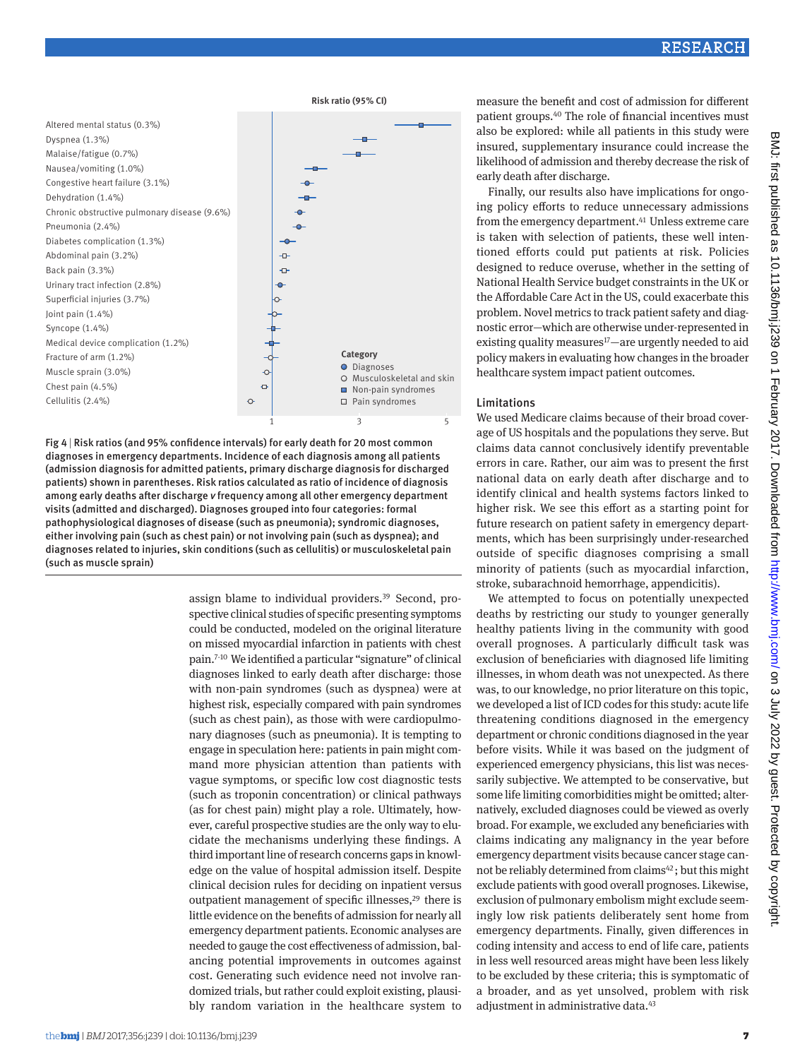Risk ratio (95% CI)

Altered mental status (0.3%)
Dyspnea (1.3%)
Malaise/fatigue (0.7%)
Nausea/vomiting (1.0%)
Congestive heart failure (3.1%)
Dehydration (1.4%)
Chronic obstructive pulmonary disease (9.6%)
Pneumonia (2.4%)
Diabetes complication (1.3%)
Abdominal pain (3.2%)
Back pain (3.3%)
Urinary tract infection (2.8%)
Superficial injuries (3.7%)
Joint pain (1.4%)
Syncope (1.4%)
Medical device complication (1.2%)
Fracture of arm (1.2%)
Muscle sprain (3.0%)
Chest pain (4.5%)
Cellulitis (2.4%)

1 3 5

Category
Diagnoses
Musculoskeletal and skin
Non-pain syndromes
Pain syndromes

Fig 4 | Risk ratios (and 95% confidence intervals) for early death for 20 most common diagnoses in emergency departments. Incidence of each diagnosis among all patients (admission diagnosis for admitted patients, primary discharge diagnosis for discharged patients) shown in parentheses. Risk ratios calculated as ratio of incidence of diagnosis among early deaths after discharge *v* frequency among all other emergency department visits (admitted and discharged). Diagnoses grouped into four categories: formal pathophysiological diagnoses of disease (such as pneumonia); syndromic diagnoses, either involving pain (such as chest pain) or not involving pain (such as dyspnea); and diagnoses related to injuries, skin conditions (such as cellulitis) or musculoskeletal pain (such as muscle sprain)

assign blame to individual providers.[39] Second, prospective clinical studies of specific presenting symptoms could be conducted, modeled on the original literature on missed myocardial infarction in patients with chest pain.[7-10] We identified a particular "signature" of clinical diagnoses linked to early death after discharge: those with non-pain syndromes (such as dyspnea) were at highest risk, especially compared with pain syndromes (such as chest pain), as those with were cardiopulmonary diagnoses (such as pneumonia). It is tempting to engage in speculation here: patients in pain might command more physician attention than patients with vague symptoms, or specific low cost diagnostic tests (such as troponin concentration) or clinical pathways (as for chest pain) might play a role. Ultimately, however, careful prospective studies are the only way to elucidate the mechanisms underlying these findings. A third important line of research concerns gaps in knowledge on the value of hospital admission itself. Despite clinical decision rules for deciding on inpatient versus outpatient management of specific illnesses,[29] there is little evidence on the benefits of admission for nearly all emergency department patients. Economic analyses are needed to gauge the cost effectiveness of admission, balancing potential improvements in outcomes against cost. Generating such evidence need not involve randomized trials, but rather could exploit existing, plausibly random variation in the healthcare system to measure the benefit and cost of admission for different patient groups.[40] The role of financial incentives must also be explored: while all patients in this study were insured, supplementary insurance could increase the likelihood of admission and thereby decrease the risk of early death after discharge.

Finally, our results also have implications for ongoing policy efforts to reduce unnecessary admissions from the emergency department.[41] Unless extreme care is taken with selection of patients, these well intentioned efforts could put patients at risk. Policies designed to reduce overuse, whether in the setting of National Health Service budget constraints in the UK or the Affordable Care Act in the US, could exacerbate this problem. Novel metrics to track patient safety and diagnostic error—which are otherwise under-represented in existing quality measures[17]—are urgently needed to aid policy makers in evaluating how changes in the broader healthcare system impact patient outcomes.

### Limitations

We used Medicare claims because of their broad coverage of US hospitals and the populations they serve. But claims data cannot conclusively identify preventable errors in care. Rather, our aim was to present the first national data on early death after discharge and to identify clinical and health systems factors linked to higher risk. We see this effort as a starting point for future research on patient safety in emergency departments, which has been surprisingly under-researched outside of specific diagnoses comprising a small minority of patients (such as myocardial infarction, stroke, subarachnoid hemorrhage, appendicitis).

We attempted to focus on potentially unexpected deaths by restricting our study to younger generally healthy patients living in the community with good overall prognoses. A particularly difficult task was exclusion of beneficiaries with diagnosed life limiting illnesses, in whom death was not unexpected. As there was, to our knowledge, no prior literature on this topic, we developed a list of ICD codes for this study: acute life threatening conditions diagnosed in the emergency department or chronic conditions diagnosed in the year before visits. While it was based on the judgment of experienced emergency physicians, this list was necessarily subjective. We attempted to be conservative, but some life limiting comorbidities might be omitted; alternatively, excluded diagnoses could be viewed as overly broad. For example, we excluded any beneficiaries with claims indicating any malignancy in the year before emergency department visits because cancer stage cannot be reliably determined from claims[42]; but this might exclude patients with good overall prognoses. Likewise, exclusion of pulmonary embolism might exclude seemingly low risk patients deliberately sent home from emergency departments. Finally, given differences in coding intensity and access to end of life care, patients in less well resourced areas might have been less likely to be excluded by these criteria; this is symptomatic of a broader, and as yet unsolved, problem with risk adjustment in administrative data.[43]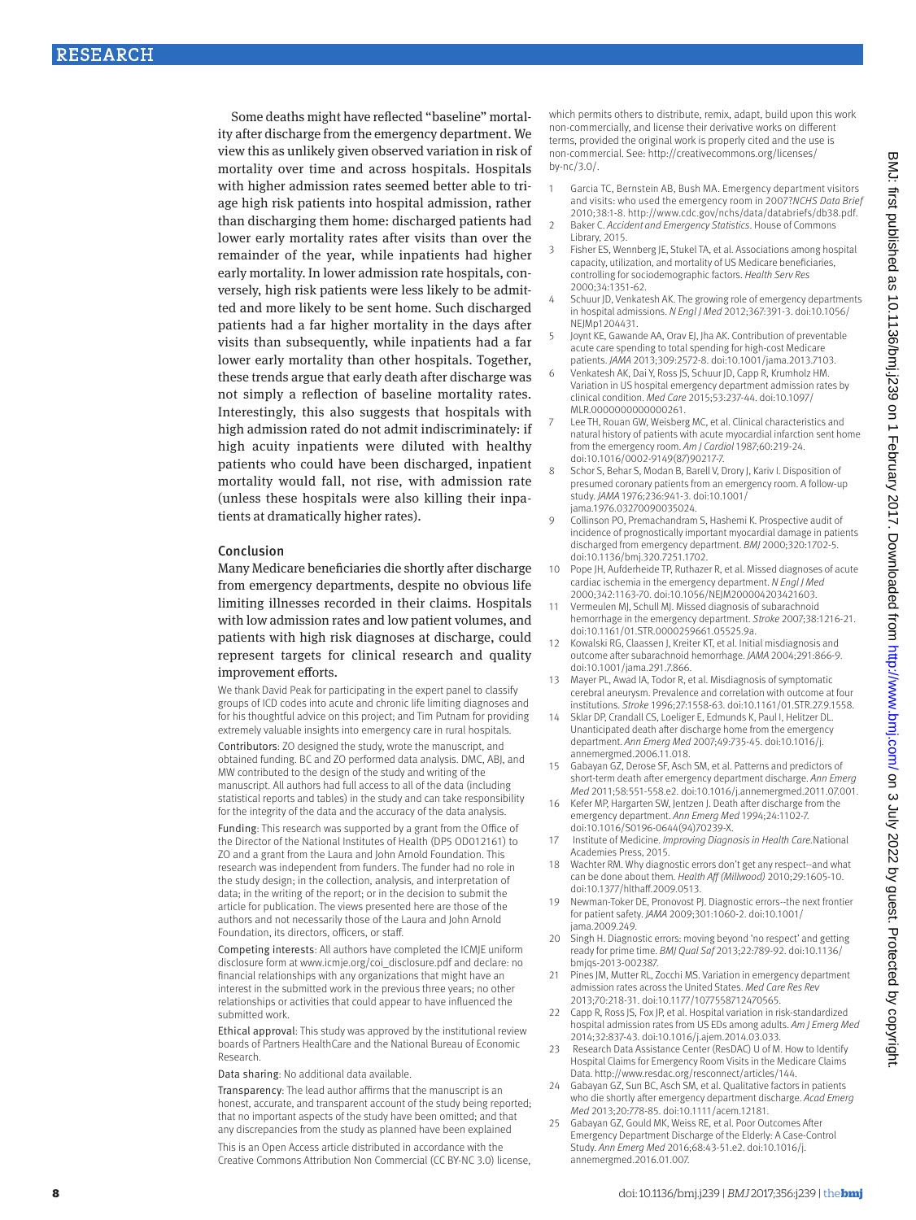Some deaths might have reflected "baseline" mortality after discharge from the emergency department. We view this as unlikely given observed variation in risk of mortality over time and across hospitals. Hospitals with higher admission rates seemed better able to triage high risk patients into hospital admission, rather than discharging them home: discharged patients had lower early mortality rates after visits than over the remainder of the year, while inpatients had higher early mortality. In lower admission rate hospitals, conversely, high risk patients were less likely to be admitted and more likely to be sent home. Such discharged patients had a far higher mortality in the days after visits than subsequently, while inpatients had a far lower early mortality than other hospitals. Together, these trends argue that early death after discharge was not simply a reflection of baseline mortality rates. Interestingly, this also suggests that hospitals with high admission rated do not admit indiscriminately: if high acuity inpatients were diluted with healthy patients who could have been discharged, inpatient mortality would fall, not rise, with admission rate (unless these hospitals were also killing their inpatients at dramatically higher rates).

## Conclusion

Many Medicare beneficiaries die shortly after discharge from emergency departments, despite no obvious life limiting illnesses recorded in their claims. Hospitals with low admission rates and low patient volumes, and patients with high risk diagnoses at discharge, could represent targets for clinical research and quality improvement efforts.

We thank David Peak for participating in the expert panel to classify groups of ICD codes into acute and chronic life limiting diagnoses and for his thoughtful advice on this project; and Tim Putnam for providing extremely valuable insights into emergency care in rural hospitals.

Contributors: ZO designed the study, wrote the manuscript, and obtained funding. BC and ZO performed data analysis. DMC, ABJ, and MW contributed to the design of the study and writing of the manuscript. All authors had full access to all of the data (including statistical reports and tables) in the study and can take responsibility for the integrity of the data and the accuracy of the data analysis.

Funding: This research was supported by a grant from the Office of the Director of the National Institutes of Health (DP5 OD012161) to ZO and a grant from the Laura and John Arnold Foundation. This research was independent from funders. The funder had no role in the study design; in the collection, analysis, and interpretation of data; in the writing of the report; or in the decision to submit the article for publication. The views presented here are those of the authors and not necessarily those of the Laura and John Arnold Foundation, its directors, officers, or staff.

Competing interests: All authors have completed the ICMJE uniform disclosure form at www.icmje.org/coi_disclosure.pdf and declare: no financial relationships with any organizations that might have an interest in the submitted work in the previous three years; no other relationships or activities that could appear to have influenced the submitted work.

Ethical approval: This study was approved by the institutional review boards of Partners HealthCare and the National Bureau of Economic Research.

Data sharing: No additional data available.

Transparency: The lead author affirms that the manuscript is an honest, accurate, and transparent account of the study being reported; that no important aspects of the study have been omitted; and that any discrepancies from the study as planned have been explained

This is an Open Access article distributed in accordance with the Creative Commons Attribution Non Commercial (CC BY-NC 3.0) license, which permits others to distribute, remix, adapt, build upon this work non-commercially, and license their derivative works on different terms, provided the original work is properly cited and the use is non-commercial. See: http://creativecommons.org/licenses/by-nc/3.0/.

1. Garcia TC, Bernstein AB, Bush MA. Emergency department visitors and visits: who used the emergency room in 2007? *NCHS Data Brief* 2010;38:1-8. http://www.cdc.gov/nchs/data/databriefs/db38.pdf.
2. Baker C. *Accident and Emergency Statistics*. House of Commons Library, 2015.
3. Fisher ES, Wennberg JE, Stukel TA, et al. Associations among hospital capacity, utilization, and mortality of US Medicare beneficiaries, controlling for sociodemographic factors. *Health Serv Res* 2000;34:1351-62.
4. Schuur JD, Venkatesh AK. The growing role of emergency departments in hospital admissions. *N Engl J Med* 2012;367:391-3. doi:10.1056/NEJMp1204431.
5. Joynt KE, Gawande AA, Orav EJ, Jha AK. Contribution of preventable acute care spending to total spending for high-cost Medicare patients. *JAMA* 2013;309:2572-8. doi:10.1001/jama.2013.7103.
6. Venkatesh AK, Dai Y, Ross JS, Schuur JD, Capp R, Krumholz HM. Variation in US hospital emergency department admission rates by clinical condition. *Med Care* 2015;53:237-44. doi:10.1097/MLR.0000000000000261.
7. Lee TH, Rouan GW, Weisberg MC, et al. Clinical characteristics and natural history of patients with acute myocardial infarction sent home from the emergency room. *Am J Cardiol* 1987;60:219-24. doi:10.1016/0002-9149(87)90217-7.
8. Schor S, Behar S, Modan B, Barell V, Drory J, Kariv I. Disposition of presumed coronary patients from an emergency room. A follow-up study. *JAMA* 1976;236:941-3. doi:10.1001/jama.1976.03270090035024.
9. Collinson PO, Premachandram S, Hashemi K. Prospective audit of incidence of prognostically important myocardial damage in patients discharged from emergency department. *BMJ* 2000;320:1702-5. doi:10.1136/bmj.320.7251.1702.
10. Pope JH, Aufderheide TP, Ruthazer R, et al. Missed diagnoses of acute cardiac ischemia in the emergency department. *N Engl J Med* 2000;342:1163-70. doi:10.1056/NEJM200004203421603.
11. Vermeulen MJ, Schull MJ. Missed diagnosis of subarachnoid hemorrhage in the emergency department. *Stroke* 2007;38:1216-21. doi:10.1161/01.STR.0000259661.05525.9a.
12. Kowalski RG, Claassen J, Kreiter KT, et al. Initial misdiagnosis and outcome after subarachnoid hemorrhage. *JAMA* 2004;291:866-9. doi:10.1001/jama.291.7.866.
13. Mayer PL, Awad IA, Todor R, et al. Misdiagnosis of symptomatic cerebral aneurysm. Prevalence and correlation with outcome at four institutions. *Stroke* 1996;27:1558-63. doi:10.1161/01.STR.27.9.1558.
14. Sklar DP, Crandall CS, Loeliger E, Edmunds K, Paul I, Helitzer DL. Unanticipated death after discharge home from the emergency department. *Ann Emerg Med* 2007;49:735-45. doi:10.1016/j.annemergmed.2006.11.018.
15. Gabayan GZ, Derose SF, Asch SM, et al. Patterns and predictors of short-term death after emergency department discharge. *Ann Emerg Med* 2011;58:551-558.e2. doi:10.1016/j.annemergmed.2011.07.001.
16. Kefer MP, Hargarten SW, Jentzen J. Death after discharge from the emergency department. *Ann Emerg Med* 1994;24:1102-7. doi:10.1016/S0196-0644(94)70239-X.
17. Institute of Medicine. *Improving Diagnosis in Health Care*.National Academies Press, 2015.
18. Wachter RM. Why diagnostic errors don't get any respect--and what can be done about them. *Health Aff (Millwood)* 2010;29:1605-10. doi:10.1377/hlthaff.2009.0513.
19. Newman-Toker DE, Pronovost PJ. Diagnostic errors--the next frontier for patient safety. *JAMA* 2009;301:1060-2. doi:10.1001/jama.2009.249.
20. Singh H. Diagnostic errors: moving beyond 'no respect' and getting ready for prime time. *BMJ Qual Saf* 2013;22:789-92. doi:10.1136/bmjqs-2013-002387.
21. Pines JM, Mutter RL, Zocchi MS. Variation in emergency department admission rates across the United States. *Med Care Res Rev* 2013;70:218-31. doi:10.1177/1077558712470565.
22. Capp R, Ross JS, Fox JP, et al. Hospital variation in risk-standardized hospital admission rates from US EDs among adults. *Am J Emerg Med* 2014;32:837-43. doi:10.1016/j.ajem.2014.03.033.
23. Research Data Assistance Center (ResDAC) U of M. How to Identify Hospital Claims for Emergency Room Visits in the Medicare Claims Data. http://www.resdac.org/resconnect/articles/144.
24. Gabayan GZ, Sun BC, Asch SM, et al. Qualitative factors in patients who die shortly after emergency department discharge. *Acad Emerg Med* 2013;20:778-85. doi:10.1111/acem.12181.
25. Gabayan GZ, Gould MK, Weiss RE, et al. Poor Outcomes After Emergency Department Discharge of the Elderly: A Case-Control Study. *Ann Emerg Med* 2016;68:43-51.e2. doi:10.1016/j.annemergmed.2016.01.007.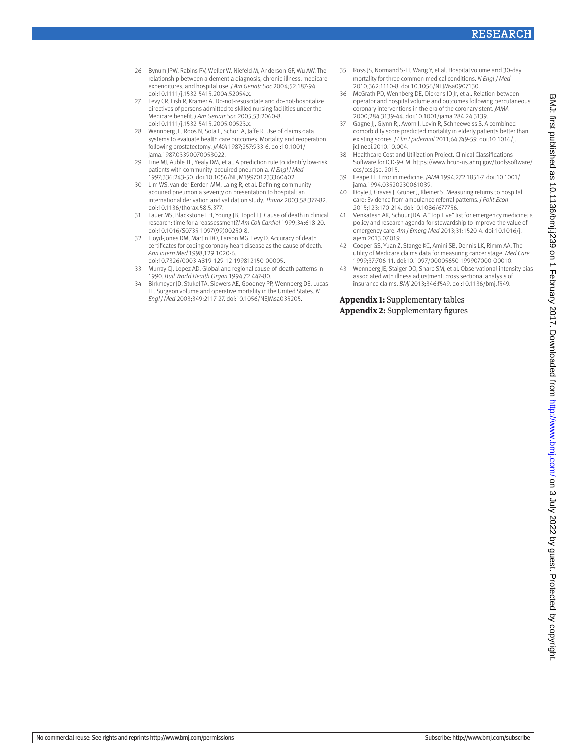26 Bynum JPW, Rabins PV, Weller W, Niefeld M, Anderson GF, Wu AW. The relationship between a dementia diagnosis, chronic illness, medicare expenditures, and hospital use. *J Am Geriatr Soc* 2004;52:187-94. doi:10.1111/j.1532-5415.2004.52054.x.

27 Levy CR, Fish R, Kramer A. Do-not-resuscitate and do-not-hospitalize directives of persons admitted to skilled nursing facilities under the Medicare benefit. *J Am Geriatr Soc* 2005;53:2060-8. doi:10.1111/j.1532-5415.2005.00523.x.

28 Wennberg JE, Roos N, Sola L, Schori A, Jaffe R. Use of claims data systems to evaluate health care outcomes. Mortality and reoperation following prostatectomy. *JAMA* 1987;257:933-6. doi:10.1001/jama.1987.03390070053022.

29 Fine MJ, Auble TE, Yealy DM, et al. A prediction rule to identify low-risk patients with community-acquired pneumonia. *N Engl J Med* 1997;336:243-50. doi:10.1056/NEJM199701233360402.

30 Lim WS, van der Eerden MM, Laing R, et al. Defining community acquired pneumonia severity on presentation to hospital: an international derivation and validation study. *Thorax* 2003;58:377-82. doi:10.1136/thorax.58.5.377.

31 Lauer MS, Blackstone EH, Young JB, Topol EJ. Cause of death in clinical research: time for a reassessment?*J Am Coll Cardiol* 1999;34:618-20. doi:10.1016/S0735-1097(99)00250-8.

32 Lloyd-Jones DM, Martin DO, Larson MG, Levy D. Accuracy of death certificates for coding coronary heart disease as the cause of death. *Ann Intern Med* 1998;129:1020-6. doi:10.7326/0003-4819-129-12-199812150-00005.

33 Murray CJ, Lopez AD. Global and regional cause-of-death patterns in 1990. *Bull World Health Organ* 1994;72:447-80.

34 Birkmeyer JD, Stukel TA, Siewers AE, Goodney PP, Wennberg DE, Lucas FL. Surgeon volume and operative mortality in the United States. *N Engl J Med* 2003;349:2117-27. doi:10.1056/NEJMsa035205.

35 Ross JS, Normand S-LT, Wang Y, et al. Hospital volume and 30-day mortality for three common medical conditions. *N Engl J Med* 2010;362:1110-8. doi:10.1056/NEJMsa0907130.

36 McGrath PD, Wennberg DE, Dickens JD Jr, et al. Relation between operator and hospital volume and outcomes following percutaneous coronary interventions in the era of the coronary stent. *JAMA* 2000;284:3139-44. doi:10.1001/jama.284.24.3139.

37 Gagne JJ, Glynn RJ, Avorn J, Levin R, Schneeweiss S. A combined comorbidity score predicted mortality in elderly patients better than existing scores. *J Clin Epidemiol* 2011;64:749-59. doi:10.1016/j.jclinepi.2010.10.004.

38 Healthcare Cost and Utilization Project. Clinical Classifications Software for ICD-9-CM. https://www.hcup-us.ahrq.gov/toolssoftware/ccs/ccs.jsp. 2015.

39 Leape LL. Error in medicine. *JAMA* 1994;272:1851-7. doi:10.1001/jama.1994.03520230061039.

40 Doyle J, Graves J, Gruber J, Kleiner S. Measuring returns to hospital care: Evidence from ambulance referral patterns. *J Polit Econ* 2015;123:170-214. doi:10.1086/677756.

41 Venkatesh AK, Schuur JDA. A "Top Five" list for emergency medicine: a policy and research agenda for stewardship to improve the value of emergency care. *Am J Emerg Med* 2013;31:1520-4. doi:10.1016/j.ajem.2013.07.019.

42 Cooper GS, Yuan Z, Stange KC, Amini SB, Dennis LK, Rimm AA. The utility of Medicare claims data for measuring cancer stage. *Med Care* 1999;37:706-11. doi:10.1097/00005650-199907000-00010.

43 Wennberg JE, Staiger DO, Sharp SM, et al. Observational intensity bias associated with illness adjustment: cross sectional analysis of insurance claims. *BMJ* 2013;346:f549. doi:10.1136/bmj.f549.

**Appendix 1:** Supplementary tables
**Appendix 2:** Supplementary figures